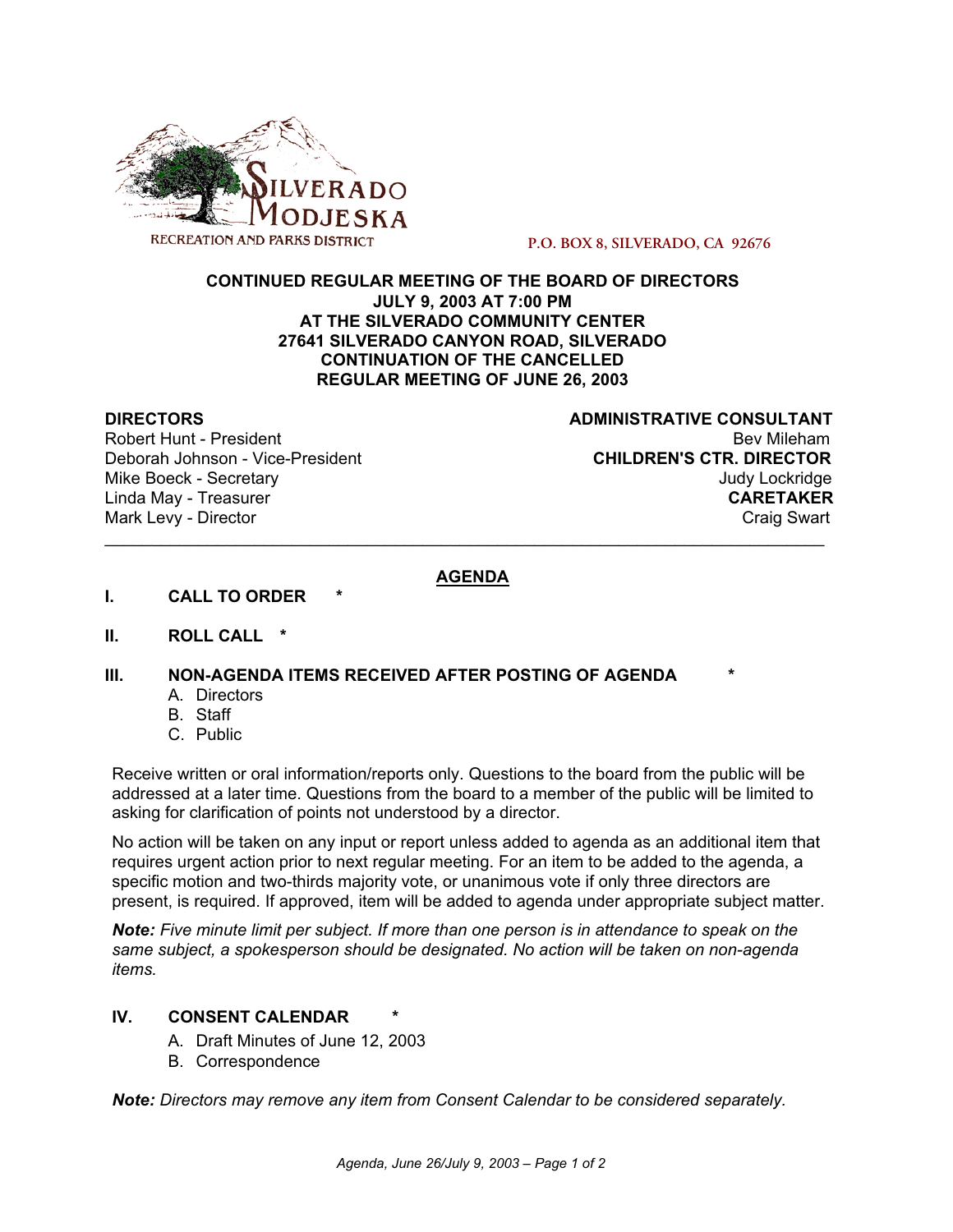SILVERADO MODJESKA

RECREATION AND PARKS DISTRICT

P.O. BOX 8, SILVERADO, CA 92676

**CONTINUED REGULAR MEETING OF THE BOARD OF DIRECTORS**
**JULY 9, 2003 AT 7:00 PM**
**AT THE SILVERADO COMMUNITY CENTER**
**27641 SILVERADO CANYON ROAD, SILVERADO**
**CONTINUATION OF THE CANCELLED**
**REGULAR MEETING OF JUNE 26, 2003**

**DIRECTORS**
Robert Hunt - President
Deborah Johnson - Vice-President
Mike Boeck - Secretary
Linda May - Treasurer
Mark Levy - Director

**ADMINISTRATIVE CONSULTANT**
Bev Mileham
**CHILDREN'S CTR. DIRECTOR**
Judy Lockridge
**CARETAKER**
Craig Swart

---

## AGENDA

**I. CALL TO ORDER** *

**II. ROLL CALL** *

**III. NON-AGENDA ITEMS RECEIVED AFTER POSTING OF AGENDA** *

A. Directors
B. Staff
C. Public

Receive written or oral information/reports only. Questions to the board from the public will be addressed at a later time. Questions from the board to a member of the public will be limited to asking for clarification of points not understood by a director.

No action will be taken on any input or report unless added to agenda as an additional item that requires urgent action prior to next regular meeting. For an item to be added to the agenda, a specific motion and two-thirds majority vote, or unanimous vote if only three directors are present, is required. If approved, item will be added to agenda under appropriate subject matter.

***Note:*** *Five minute limit per subject. If more than one person is in attendance to speak on the same subject, a spokesperson should be designated. No action will be taken on non-agenda items.*

**IV. CONSENT CALENDAR** *

A. Draft Minutes of June 12, 2003
B. Correspondence

***Note:*** *Directors may remove any item from Consent Calendar to be considered separately.*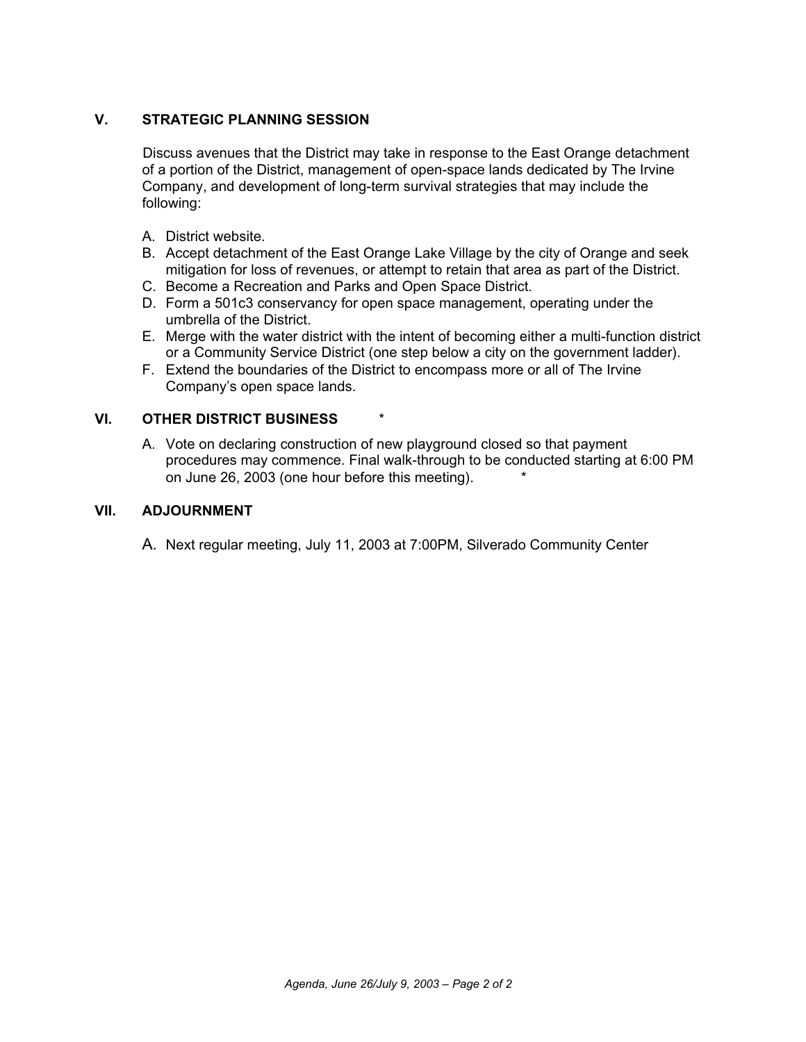## V. STRATEGIC PLANNING SESSION

Discuss avenues that the District may take in response to the East Orange detachment of a portion of the District, management of open-space lands dedicated by The Irvine Company, and development of long-term survival strategies that may include the following:

A. District website.
B. Accept detachment of the East Orange Lake Village by the city of Orange and seek mitigation for loss of revenues, or attempt to retain that area as part of the District.
C. Become a Recreation and Parks and Open Space District.
D. Form a 501c3 conservancy for open space management, operating under the umbrella of the District.
E. Merge with the water district with the intent of becoming either a multi-function district or a Community Service District (one step below a city on the government ladder).
F. Extend the boundaries of the District to encompass more or all of The Irvine Company's open space lands.

## VI. OTHER DISTRICT BUSINESS *

A. Vote on declaring construction of new playground closed so that payment procedures may commence. Final walk-through to be conducted starting at 6:00 PM on June 26, 2003 (one hour before this meeting). *

## VII. ADJOURNMENT

A. Next regular meeting, July 11, 2003 at 7:00PM, Silverado Community Center